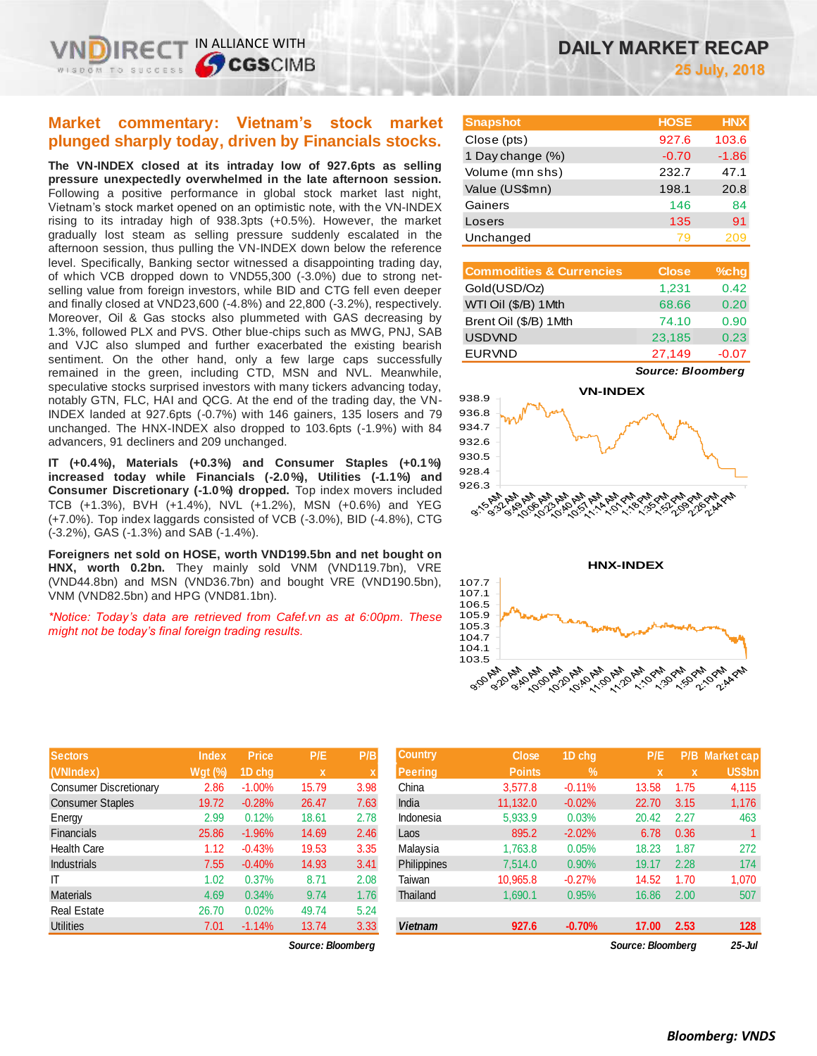# DAILY MARKET RECAP

**25 July, 2018**

## Market commentary: Vietnam's stock market plunged sharply today, driven by Financials stocks.

**The VN-INDEX closed at its intraday low of 927.6pts as selling pressure unexpectedly overwhelmed in the late afternoon session.** Following a positive performance in global stock market last night, Vietnam's stock market opened on an optimistic note, with the VN-INDEX rising to its intraday high of 938.3pts (+0.5%). However, the market gradually lost steam as selling pressure suddenly escalated in the afternoon session, thus pulling the VN-INDEX down below the reference level. Specifically, Banking sector witnessed a disappointing trading day, of which VCB dropped down to VND55,300 (-3.0%) due to strong net-selling value from foreign investors, while BID and CTG fell even deeper and finally closed at VND23,600 (-4.8%) and 22,800 (-3.2%), respectively. Moreover, Oil & Gas stocks also plummeted with GAS decreasing by 1.3%, followed PLX and PVS. Other blue-chips such as MWG, PNJ, SAB and VJC also slumped and further exacerbated the existing bearish sentiment. On the other hand, only a few large caps successfully remained in the green, including CTD, MSN and NVL. Meanwhile, speculative stocks surprised investors with many tickers advancing today, notably GTN, FLC, HAI and QCG. At the end of the trading day, the VN-INDEX landed at 927.6pts (-0.7%) with 146 gainers, 135 losers and 79 unchanged. The HNX-INDEX also dropped to 103.6pts (-1.9%) with 84 advancers, 91 decliners and 209 unchanged.

**IT (+0.4%), Materials (+0.3%) and Consumer Staples (+0.1%) increased today while Financials (-2.0%), Utilities (-1.1%) and Consumer Discretionary (-1.0%) dropped.** Top index movers included TCB (+1.3%), BVH (+1.4%), NVL (+1.2%), MSN (+0.6%) and YEG (+7.0%). Top index laggards consisted of VCB (-3.0%), BID (-4.8%), CTG (-3.2%), GAS (-1.3%) and SAB (-1.4%).

**Foreigners net sold on HOSE, worth VND199.5bn and net bought on HNX, worth 0.2bn.** They mainly sold VNM (VND119.7bn), VRE (VND44.8bn) and MSN (VND36.7bn) and bought VRE (VND190.5bn), VNM (VND82.5bn) and HPG (VND81.1bn).

*\*Notice: Today's data are retrieved from Cafef.vn as at 6:00pm. These might not be today's final foreign trading results.*

| Snapshot | HOSE | HNX |
|---|---|---|
| Close (pts) | 927.6 | 103.6 |
| 1 Day change (%) | -0.70 | -1.86 |
| Volume (mn shs) | 232.7 | 47.1 |
| Value (US$mn) | 198.1 | 20.8 |
| Gainers | 146 | 84 |
| Losers | 135 | 91 |
| Unchanged | 79 | 209 |

| Commodities & Currencies | Close | %chg |
|---|---|---|
| Gold(USD/Oz) | 1,231 | 0.42 |
| WTI Oil ($/B) 1Mth | 68.66 | 0.20 |
| Brent Oil ($/B) 1Mth | 74.10 | 0.90 |
| USDVND | 23,185 | 0.23 |
| EURVND | 27,149 | -0.07 |

*Source: Bloomberg*

| Sectors (VNIndex) | Index Wgt (%) | Price 1D chg | P/E x | P/B x |
|---|---|---|---|---|
| Consumer Discretionary | 2.86 | -1.00% | 15.79 | 3.98 |
| Consumer Staples | 19.72 | -0.28% | 26.47 | 7.63 |
| Energy | 2.99 | 0.12% | 18.61 | 2.78 |
| Financials | 25.86 | -1.96% | 14.69 | 2.46 |
| Health Care | 1.12 | -0.43% | 19.53 | 3.35 |
| Industrials | 7.55 | -0.40% | 14.93 | 3.41 |
| IT | 1.02 | 0.37% | 8.71 | 2.08 |
| Materials | 4.69 | 0.34% | 9.74 | 1.76 |
| Real Estate | 26.70 | 0.02% | 49.74 | 5.24 |
| Utilities | 7.01 | -1.14% | 13.74 | 3.33 |

*Source: Bloomberg*

| Country Peering | Close Points | 1D chg % | P/E x | P/B x | Market cap US$bn |
|---|---|---|---|---|---|
| China | 3,577.8 | -0.11% | 13.58 | 1.75 | 4,115 |
| India | 11,132.0 | -0.02% | 22.70 | 3.15 | 1,176 |
| Indonesia | 5,933.9 | 0.03% | 20.42 | 2.27 | 463 |
| Laos | 895.2 | -2.02% | 6.78 | 0.36 | 1 |
| Malaysia | 1,763.8 | 0.05% | 18.23 | 1.87 | 272 |
| Philippines | 7,514.0 | 0.90% | 19.17 | 2.28 | 174 |
| Taiwan | 10,965.8 | -0.27% | 14.52 | 1.70 | 1,070 |
| Thailand | 1,690.1 | 0.95% | 16.86 | 2.00 | 507 |
| **Vietnam** | **927.6** | **-0.70%** | **17.00** | **2.53** | **128** |

*Source: Bloomberg* *25-Jul*

***Bloomberg: VNDS***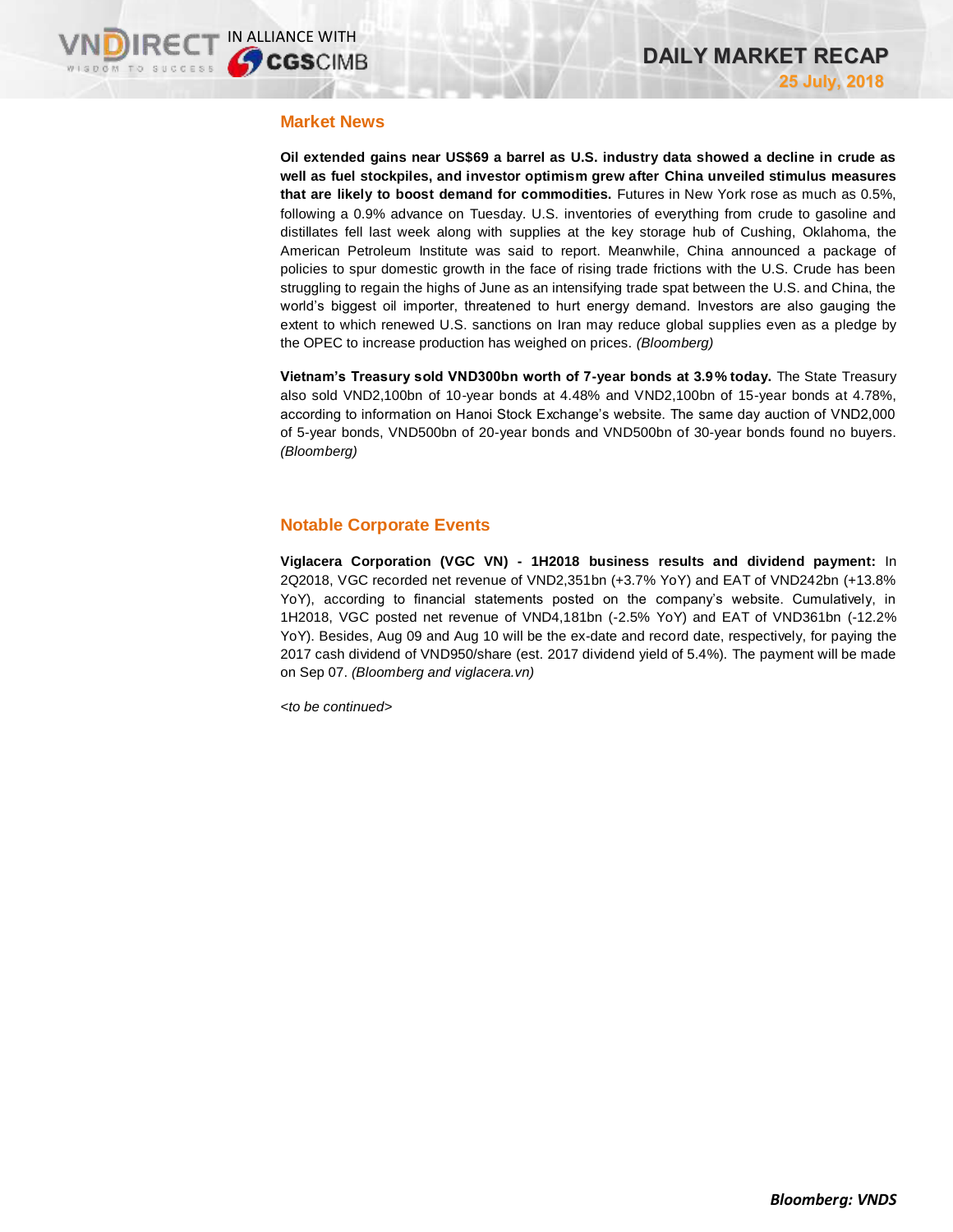## Market News

**Oil extended gains near US$69 a barrel as U.S. industry data showed a decline in crude as well as fuel stockpiles, and investor optimism grew after China unveiled stimulus measures that are likely to boost demand for commodities.** Futures in New York rose as much as 0.5%, following a 0.9% advance on Tuesday. U.S. inventories of everything from crude to gasoline and distillates fell last week along with supplies at the key storage hub of Cushing, Oklahoma, the American Petroleum Institute was said to report. Meanwhile, China announced a package of policies to spur domestic growth in the face of rising trade frictions with the U.S. Crude has been struggling to regain the highs of June as an intensifying trade spat between the U.S. and China, the world's biggest oil importer, threatened to hurt energy demand. Investors are also gauging the extent to which renewed U.S. sanctions on Iran may reduce global supplies even as a pledge by the OPEC to increase production has weighed on prices. *(Bloomberg)*

**Vietnam's Treasury sold VND300bn worth of 7-year bonds at 3.9% today.** The State Treasury also sold VND2,100bn of 10-year bonds at 4.48% and VND2,100bn of 15-year bonds at 4.78%, according to information on Hanoi Stock Exchange's website. The same day auction of VND2,000 of 5-year bonds, VND500bn of 20-year bonds and VND500bn of 30-year bonds found no buyers. *(Bloomberg)*

## Notable Corporate Events

**Viglacera Corporation (VGC VN) - 1H2018 business results and dividend payment:** In 2Q2018, VGC recorded net revenue of VND2,351bn (+3.7% YoY) and EAT of VND242bn (+13.8% YoY), according to financial statements posted on the company's website. Cumulatively, in 1H2018, VGC posted net revenue of VND4,181bn (-2.5% YoY) and EAT of VND361bn (-12.2% YoY). Besides, Aug 09 and Aug 10 will be the ex-date and record date, respectively, for paying the 2017 cash dividend of VND950/share (est. 2017 dividend yield of 5.4%). The payment will be made on Sep 07. *(Bloomberg and viglacera.vn)*

*<to be continued>*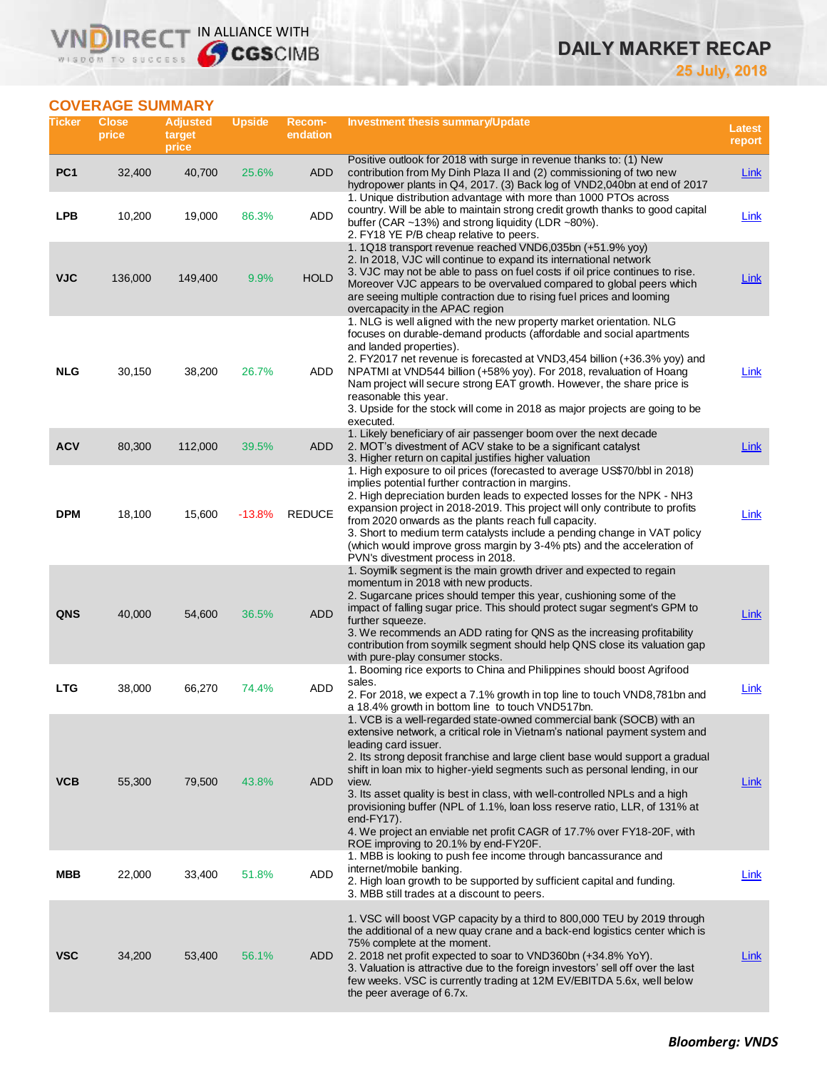## COVERAGE SUMMARY

| Ticker | Close price | Adjusted target price | Upside | Recom-endation | Investment thesis summary/Update | Latest report |
|---|---|---|---|---|---|---|
| PC1 | 32,400 | 40,700 | 25.6% | ADD | Positive outlook for 2018 with surge in revenue thanks to: (1) New contribution from My Dinh Plaza II and (2) commissioning of two new hydropower plants in Q4, 2017. (3) Back log of VND2,040bn at end of 2017 | Link |
| LPB | 10,200 | 19,000 | 86.3% | ADD | 1. Unique distribution advantage with more than 1000 PTOs across country. Will be able to maintain strong credit growth thanks to good capital buffer (CAR ~13%) and strong liquidity (LDR ~80%).<br>2. FY18 YE P/B cheap relative to peers. | Link |
| VJC | 136,000 | 149,400 | 9.9% | HOLD | 1. 1Q18 transport revenue reached VND6,035bn (+51.9% yoy)<br>2. In 2018, VJC will continue to expand its international network<br>3. VJC may not be able to pass on fuel costs if oil price continues to rise. Moreover VJC appears to be overvalued compared to global peers which are seeing multiple contraction due to rising fuel prices and looming overcapacity in the APAC region | Link |
| NLG | 30,150 | 38,200 | 26.7% | ADD | 1. NLG is well aligned with the new property market orientation. NLG focuses on durable-demand products (affordable and social apartments and landed properties).<br>2. FY2017 net revenue is forecasted at VND3,454 billion (+36.3% yoy) and NPATMI at VND544 billion (+58% yoy). For 2018, revaluation of Hoang Nam project will secure strong EAT growth. However, the share price is reasonable this year.<br>3. Upside for the stock will come in 2018 as major projects are going to be executed. | Link |
| ACV | 80,300 | 112,000 | 39.5% | ADD | 1. Likely beneficiary of air passenger boom over the next decade<br>2. MOT's divestment of ACV stake to be a significant catalyst<br>3. Higher return on capital justifies higher valuation | Link |
| DPM | 18,100 | 15,600 | -13.8% | REDUCE | 1. High exposure to oil prices (forecasted to average US$70/bbl in 2018) implies potential further contraction in margins.<br>2. High depreciation burden leads to expected losses for the NPK - NH3 expansion project in 2018-2019. This project will only contribute to profits from 2020 onwards as the plants reach full capacity.<br>3. Short to medium term catalysts include a pending change in VAT policy (which would improve gross margin by 3-4% pts) and the acceleration of PVN's divestment process in 2018. | Link |
| QNS | 40,000 | 54,600 | 36.5% | ADD | 1. Soymilk segment is the main growth driver and expected to regain momentum in 2018 with new products.<br>2. Sugarcane prices should temper this year, cushioning some of the impact of falling sugar price. This should protect sugar segment's GPM to further squeeze.<br>3. We recommends an ADD rating for QNS as the increasing profitability contribution from soymilk segment should help QNS close its valuation gap with pure-play consumer stocks. | Link |
| LTG | 38,000 | 66,270 | 74.4% | ADD | 1. Booming rice exports to China and Philippines should boost Agrifood sales.<br>2. For 2018, we expect a 7.1% growth in top line to touch VND8,781bn and a 18.4% growth in bottom line to touch VND517bn. | Link |
| VCB | 55,300 | 79,500 | 43.8% | ADD | 1. VCB is a well-regarded state-owned commercial bank (SOCB) with an extensive network, a critical role in Vietnam's national payment system and leading card issuer.<br>2. Its strong deposit franchise and large client base would support a gradual shift in loan mix to higher-yield segments such as personal lending, in our view.<br>3. Its asset quality is best in class, with well-controlled NPLs and a high provisioning buffer (NPL of 1.1%, loan loss reserve ratio, LLR, of 131% at end-FY17).<br>4. We project an enviable net profit CAGR of 17.7% over FY18-20F, with ROE improving to 20.1% by end-FY20F. | Link |
| MBB | 22,000 | 33,400 | 51.8% | ADD | 1. MBB is looking to push fee income through bancassurance and internet/mobile banking.<br>2. High loan growth to be supported by sufficient capital and funding.<br>3. MBB still trades at a discount to peers. | Link |
| VSC | 34,200 | 53,400 | 56.1% | ADD | 1. VSC will boost VGP capacity by a third to 800,000 TEU by 2019 through the additional of a new quay crane and a back-end logistics center which is 75% complete at the moment.<br>2. 2018 net profit expected to soar to VND360bn (+34.8% YoY).<br>3. Valuation is attractive due to the foreign investors' sell off over the last few weeks. VSC is currently trading at 12M EV/EBITDA 5.6x, well below the peer average of 6.7x. | Link |

***Bloomberg: VNDS***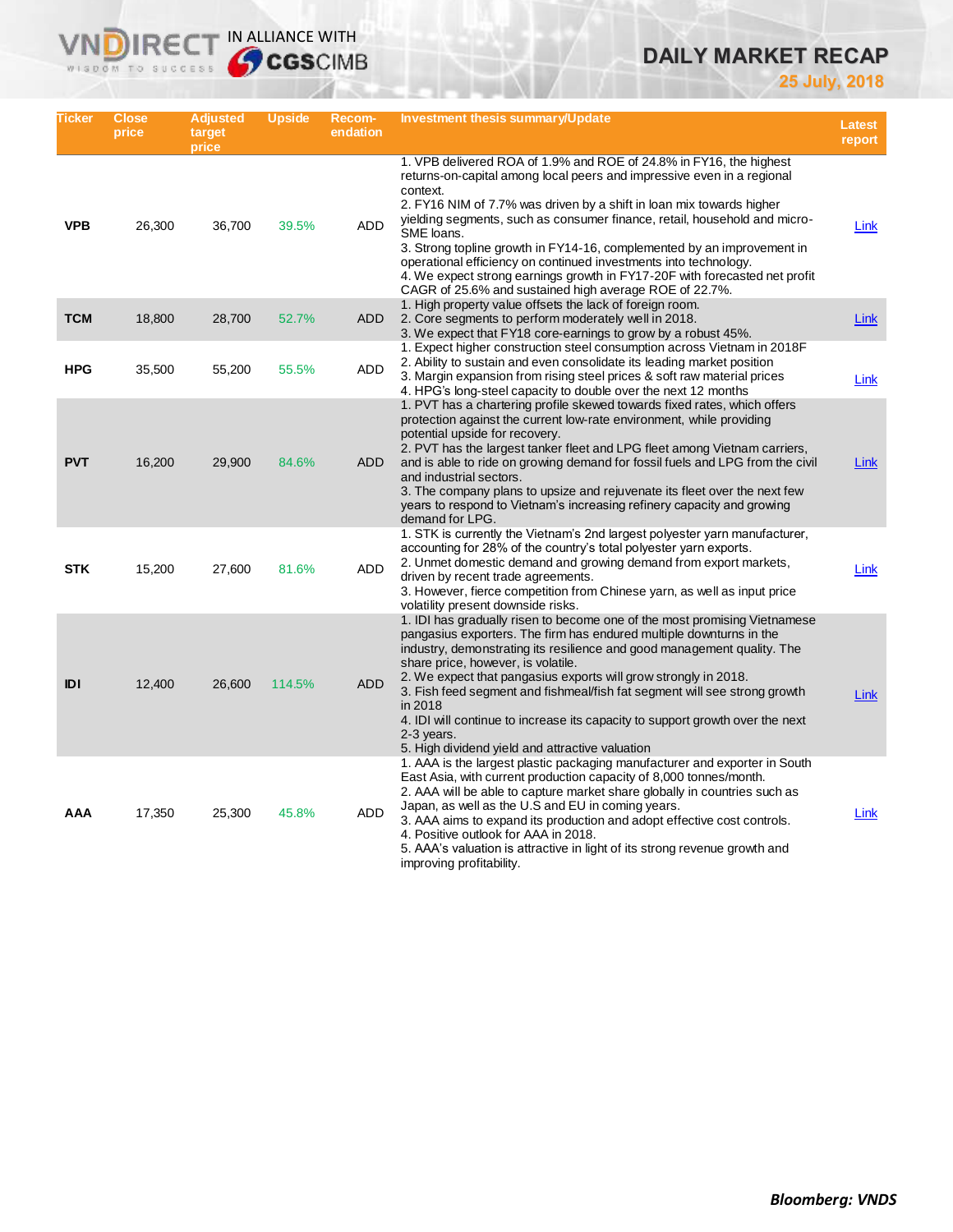| Ticker | Close price | Adjusted target price | Upside | Recom-endation | Investment thesis summary/Update | Latest report |
|---|---|---|---|---|---|---|
| **VPB** | 26,300 | 36,700 | 39.5% | ADD | 1. VPB delivered ROA of 1.9% and ROE of 24.8% in FY16, the highest returns-on-capital among local peers and impressive even in a regional context.<br>2. FY16 NIM of 7.7% was driven by a shift in loan mix towards higher yielding segments, such as consumer finance, retail, household and micro-SME loans.<br>3. Strong topline growth in FY14-16, complemented by an improvement in operational efficiency on continued investments into technology.<br>4. We expect strong earnings growth in FY17-20F with forecasted net profit CAGR of 25.6% and sustained high average ROE of 22.7%. | Link |
| **TCM** | 18,800 | 28,700 | 52.7% | ADD | 1. High property value offsets the lack of foreign room.<br>2. Core segments to perform moderately well in 2018.<br>3. We expect that FY18 core-earnings to grow by a robust 45%. | Link |
| **HPG** | 35,500 | 55,200 | 55.5% | ADD | 1. Expect higher construction steel consumption across Vietnam in 2018F<br>2. Ability to sustain and even consolidate its leading market position<br>3. Margin expansion from rising steel prices & soft raw material prices<br>4. HPG's long-steel capacity to double over the next 12 months | Link |
| **PVT** | 16,200 | 29,900 | 84.6% | ADD | 1. PVT has a chartering profile skewed towards fixed rates, which offers protection against the current low-rate environment, while providing potential upside for recovery.<br>2. PVT has the largest tanker fleet and LPG fleet among Vietnam carriers, and is able to ride on growing demand for fossil fuels and LPG from the civil and industrial sectors.<br>3. The company plans to upsize and rejuvenate its fleet over the next few years to respond to Vietnam's increasing refinery capacity and growing demand for LPG. | Link |
| **STK** | 15,200 | 27,600 | 81.6% | ADD | 1. STK is currently the Vietnam's 2nd largest polyester yarn manufacturer, accounting for 28% of the country's total polyester yarn exports.<br>2. Unmet domestic demand and growing demand from export markets, driven by recent trade agreements.<br>3. However, fierce competition from Chinese yarn, as well as input price volatility present downside risks. | Link |
| **IDI** | 12,400 | 26,600 | 114.5% | ADD | 1. IDI has gradually risen to become one of the most promising Vietnamese pangasius exporters. The firm has endured multiple downturns in the industry, demonstrating its resilience and good management quality. The share price, however, is volatile.<br>2. We expect that pangasius exports will grow strongly in 2018.<br>3. Fish feed segment and fishmeal/fish fat segment will see strong growth in 2018<br>4. IDI will continue to increase its capacity to support growth over the next 2-3 years.<br>5. High dividend yield and attractive valuation | Link |
| **AAA** | 17,350 | 25,300 | 45.8% | ADD | 1. AAA is the largest plastic packaging manufacturer and exporter in South East Asia, with current production capacity of 8,000 tonnes/month.<br>2. AAA will be able to capture market share globally in countries such as Japan, as well as the U.S and EU in coming years.<br>3. AAA aims to expand its production and adopt effective cost controls.<br>4. Positive outlook for AAA in 2018.<br>5. AAA's valuation is attractive in light of its strong revenue growth and improving profitability. | Link |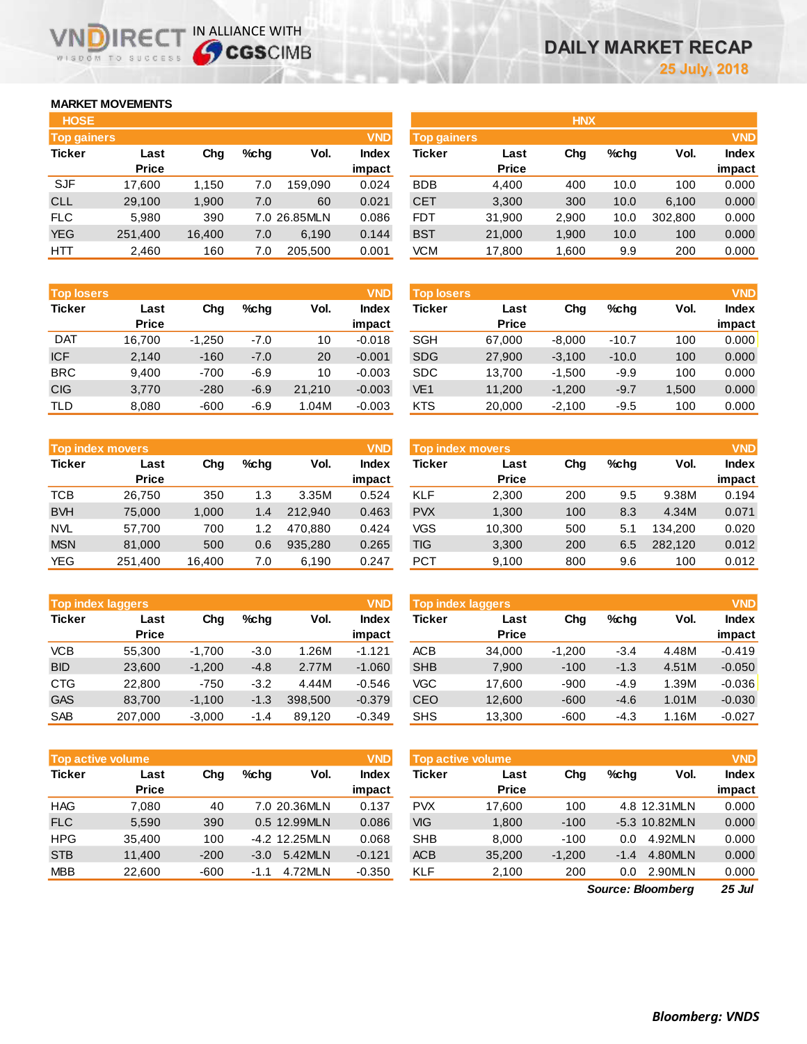# DAILY MARKET RECAP

25 July, 2018

## MARKET MOVEMENTS

### HOSE

**Top gainers** (VND)

| Ticker | Last Price | Chg | %chg | Vol. | Index impact |
|---|---|---|---|---|---|
| SJF | 17,600 | 1,150 | 7.0 | 159,090 | 0.024 |
| CLL | 29,100 | 1,900 | 7.0 | 60 | 0.021 |
| FLC | 5,980 | 390 | 7.0 | 26.85MLN | 0.086 |
| YEG | 251,400 | 16,400 | 7.0 | 6,190 | 0.144 |
| HTT | 2,460 | 160 | 7.0 | 205,500 | 0.001 |

**Top losers** (VND)

| Ticker | Last Price | Chg | %chg | Vol. | Index impact |
|---|---|---|---|---|---|
| DAT | 16,700 | -1,250 | -7.0 | 10 | -0.018 |
| ICF | 2,140 | -160 | -7.0 | 20 | -0.001 |
| BRC | 9,400 | -700 | -6.9 | 10 | -0.003 |
| CIG | 3,770 | -280 | -6.9 | 21,210 | -0.003 |
| TLD | 8,080 | -600 | -6.9 | 1.04M | -0.003 |

**Top index movers** (VND)

| Ticker | Last Price | Chg | %chg | Vol. | Index impact |
|---|---|---|---|---|---|
| TCB | 26,750 | 350 | 1.3 | 3.35M | 0.524 |
| BVH | 75,000 | 1,000 | 1.4 | 212,940 | 0.463 |
| NVL | 57,700 | 700 | 1.2 | 470,880 | 0.424 |
| MSN | 81,000 | 500 | 0.6 | 935,280 | 0.265 |
| YEG | 251,400 | 16,400 | 7.0 | 6,190 | 0.247 |

**Top index laggers** (VND)

| Ticker | Last Price | Chg | %chg | Vol. | Index impact |
|---|---|---|---|---|---|
| VCB | 55,300 | -1,700 | -3.0 | 1.26M | -1.121 |
| BID | 23,600 | -1,200 | -4.8 | 2.77M | -1.060 |
| CTG | 22,800 | -750 | -3.2 | 4.44M | -0.546 |
| GAS | 83,700 | -1,100 | -1.3 | 398,500 | -0.379 |
| SAB | 207,000 | -3,000 | -1.4 | 89,120 | -0.349 |

**Top active volume** (VND)

| Ticker | Last Price | Chg | %chg | Vol. | Index impact |
|---|---|---|---|---|---|
| HAG | 7,080 | 40 | 7.0 | 20.36MLN | 0.137 |
| FLC | 5,590 | 390 | 0.5 | 12.99MLN | 0.086 |
| HPG | 35,400 | 100 | -4.2 | 12.25MLN | 0.068 |
| STB | 11,400 | -200 | -3.0 | 5.42MLN | -0.121 |
| MBB | 22,600 | -600 | -1.1 | 4.72MLN | -0.350 |

### HNX

**Top gainers** (VND)

| Ticker | Last Price | Chg | %chg | Vol. | Index impact |
|---|---|---|---|---|---|
| BDB | 4,400 | 400 | 10.0 | 100 | 0.000 |
| CET | 3,300 | 300 | 10.0 | 6,100 | 0.000 |
| FDT | 31,900 | 2,900 | 10.0 | 302,800 | 0.000 |
| BST | 21,000 | 1,900 | 10.0 | 100 | 0.000 |
| VCM | 17,800 | 1,600 | 9.9 | 200 | 0.000 |

**Top losers** (VND)

| Ticker | Last Price | Chg | %chg | Vol. | Index impact |
|---|---|---|---|---|---|
| SGH | 67,000 | -8,000 | -10.7 | 100 | 0.000 |
| SDG | 27,900 | -3,100 | -10.0 | 100 | 0.000 |
| SDC | 13,700 | -1,500 | -9.9 | 100 | 0.000 |
| VE1 | 11,200 | -1,200 | -9.7 | 1,500 | 0.000 |
| KTS | 20,000 | -2,100 | -9.5 | 100 | 0.000 |

**Top index movers** (VND)

| Ticker | Last Price | Chg | %chg | Vol. | Index impact |
|---|---|---|---|---|---|
| KLF | 2,300 | 200 | 9.5 | 9.38M | 0.194 |
| PVX | 1,300 | 100 | 8.3 | 4.34M | 0.071 |
| VGS | 10,300 | 500 | 5.1 | 134,200 | 0.020 |
| TIG | 3,300 | 200 | 6.5 | 282,120 | 0.012 |
| PCT | 9,100 | 800 | 9.6 | 100 | 0.012 |

**Top index laggers** (VND)

| Ticker | Last Price | Chg | %chg | Vol. | Index impact |
|---|---|---|---|---|---|
| ACB | 34,000 | -1,200 | -3.4 | 4.48M | -0.419 |
| SHB | 7,900 | -100 | -1.3 | 4.51M | -0.050 |
| VGC | 17,600 | -900 | -4.9 | 1.39M | -0.036 |
| CEO | 12,600 | -600 | -4.6 | 1.01M | -0.030 |
| SHS | 13,300 | -600 | -4.3 | 1.16M | -0.027 |

**Top active volume** (VND)

| Ticker | Last Price | Chg | %chg | Vol. | Index impact |
|---|---|---|---|---|---|
| PVX | 17,600 | 100 | 4.8 | 12.31MLN | 0.000 |
| VIG | 1,800 | -100 | -5.3 | 10.82MLN | 0.000 |
| SHB | 8,000 | -100 | 0.0 | 4.92MLN | 0.000 |
| ACB | 35,200 | -1,200 | -1.4 | 4.80MLN | 0.000 |
| KLF | 2,100 | 200 | 0.0 | 2.90MLN | 0.000 |

*Source: Bloomberg* *25 Jul*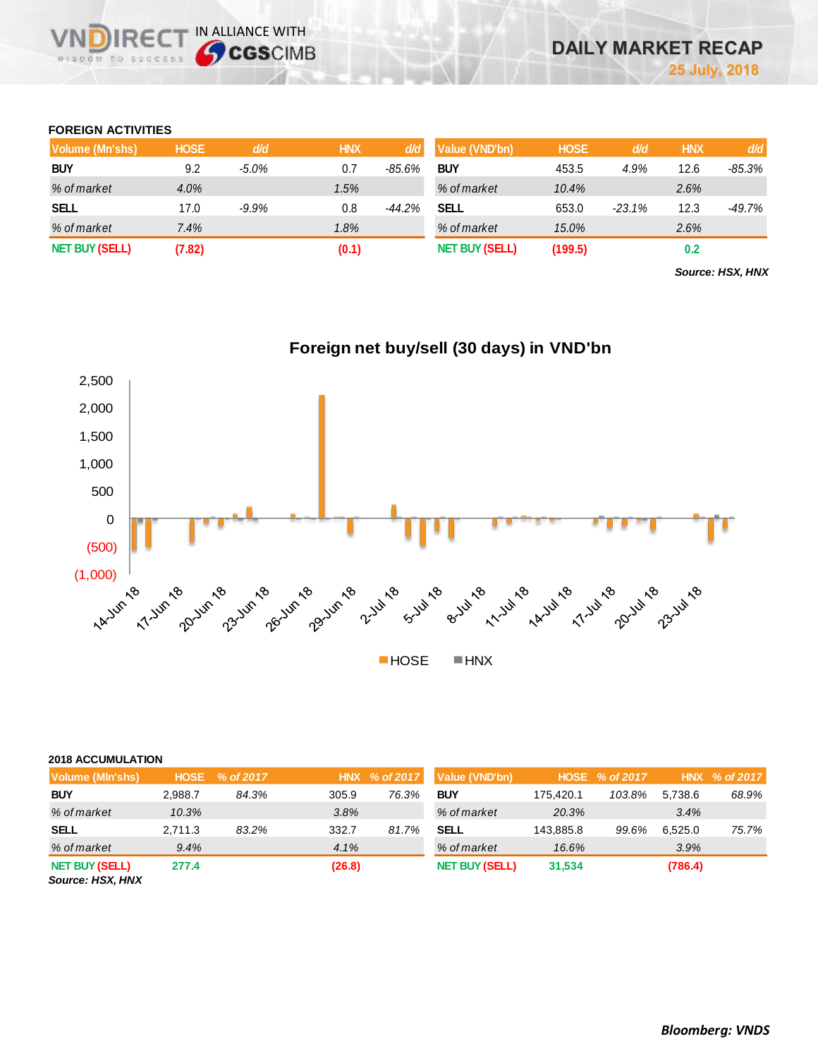## FOREIGN ACTIVITIES

| Volume (Mn'shs) | HOSE | d/d | HNX | d/d |
|---|---|---|---|---|
| BUY | 9.2 | -5.0% | 0.7 | -85.6% |
| % of market | 4.0% | | 1.5% | |
| SELL | 17.0 | -9.9% | 0.8 | -44.2% |
| % of market | 7.4% | | 1.8% | |
| NET BUY (SELL) | (7.82) | | (0.1) | |

| Value (VND'bn) | HOSE | d/d | HNX | d/d |
|---|---|---|---|---|
| BUY | 453.5 | 4.9% | 12.6 | -85.3% |
| % of market | 10.4% | | 2.6% | |
| SELL | 653.0 | -23.1% | 12.3 | -49.7% |
| % of market | 15.0% | | 2.6% | |
| NET BUY (SELL) | (199.5) | | 0.2 | |

*Source: HSX, HNX*

**Foreign net buy/sell (30 days) in VND'bn**

## 2018 ACCUMULATION

| Volume (Mln'shs) | HOSE | % of 2017 | HNX | % of 2017 |
|---|---|---|---|---|
| BUY | 2,988.7 | 84.3% | 305.9 | 76.3% |
| % of market | 10.3% | | 3.8% | |
| SELL | 2,711.3 | 83.2% | 332.7 | 81.7% |
| % of market | 9.4% | | 4.1% | |
| NET BUY (SELL) | 277.4 | | (26.8) | |

| Value (VND'bn) | HOSE | % of 2017 | HNX | % of 2017 |
|---|---|---|---|---|
| BUY | 175,420.1 | 103.8% | 5,738.6 | 68.9% |
| % of market | 20.3% | | 3.4% | |
| SELL | 143,885.8 | 99.6% | 6,525.0 | 75.7% |
| % of market | 16.6% | | 3.9% | |
| NET BUY (SELL) | 31,534 | | (786.4) | |

*Source: HSX, HNX*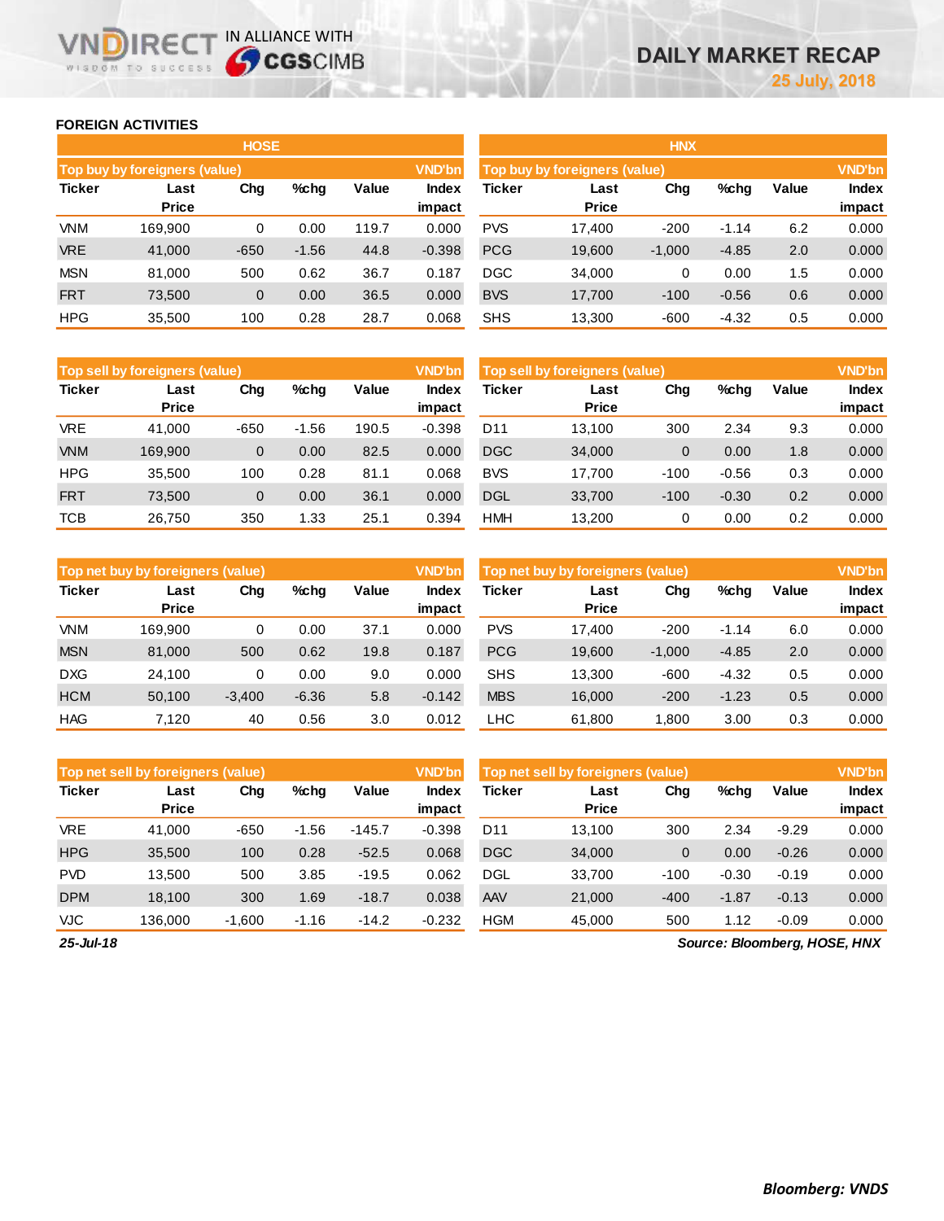# DAILY MARKET RECAP

25 July, 2018

## FOREIGN ACTIVITIES

### HOSE

| Top buy by foreigners (value) | | | | | VND'bn |
|---|---|---|---|---|---|
| Ticker | Last Price | Chg | %chg | Value | Index impact |
| VNM | 169,900 | 0 | 0.00 | 119.7 | 0.000 |
| VRE | 41,000 | -650 | -1.56 | 44.8 | -0.398 |
| MSN | 81,000 | 500 | 0.62 | 36.7 | 0.187 |
| FRT | 73,500 | 0 | 0.00 | 36.5 | 0.000 |
| HPG | 35,500 | 100 | 0.28 | 28.7 | 0.068 |

| Top sell by foreigners (value) | | | | | VND'bn |
|---|---|---|---|---|---|
| Ticker | Last Price | Chg | %chg | Value | Index impact |
| VRE | 41,000 | -650 | -1.56 | 190.5 | -0.398 |
| VNM | 169,900 | 0 | 0.00 | 82.5 | 0.000 |
| HPG | 35,500 | 100 | 0.28 | 81.1 | 0.068 |
| FRT | 73,500 | 0 | 0.00 | 36.1 | 0.000 |
| TCB | 26,750 | 350 | 1.33 | 25.1 | 0.394 |

| Top net buy by foreigners (value) | | | | | VND'bn |
|---|---|---|---|---|---|
| Ticker | Last Price | Chg | %chg | Value | Index impact |
| VNM | 169,900 | 0 | 0.00 | 37.1 | 0.000 |
| MSN | 81,000 | 500 | 0.62 | 19.8 | 0.187 |
| DXG | 24,100 | 0 | 0.00 | 9.0 | 0.000 |
| HCM | 50,100 | -3,400 | -6.36 | 5.8 | -0.142 |
| HAG | 7,120 | 40 | 0.56 | 3.0 | 0.012 |

| Top net sell by foreigners (value) | | | | | VND'bn |
|---|---|---|---|---|---|
| Ticker | Last Price | Chg | %chg | Value | Index impact |
| VRE | 41,000 | -650 | -1.56 | -145.7 | -0.398 |
| HPG | 35,500 | 100 | 0.28 | -52.5 | 0.068 |
| PVD | 13,500 | 500 | 3.85 | -19.5 | 0.062 |
| DPM | 18,100 | 300 | 1.69 | -18.7 | 0.038 |
| VJC | 136,000 | -1,600 | -1.16 | -14.2 | -0.232 |

### HNX

| Top buy by foreigners (value) | | | | | VND'bn |
|---|---|---|---|---|---|
| Ticker | Last Price | Chg | %chg | Value | Index impact |
| PVS | 17,400 | -200 | -1.14 | 6.2 | 0.000 |
| PCG | 19,600 | -1,000 | -4.85 | 2.0 | 0.000 |
| DGC | 34,000 | 0 | 0.00 | 1.5 | 0.000 |
| BVS | 17,700 | -100 | -0.56 | 0.6 | 0.000 |
| SHS | 13,300 | -600 | -4.32 | 0.5 | 0.000 |

| Top sell by foreigners (value) | | | | | VND'bn |
|---|---|---|---|---|---|
| Ticker | Last Price | Chg | %chg | Value | Index impact |
| D11 | 13,100 | 300 | 2.34 | 9.3 | 0.000 |
| DGC | 34,000 | 0 | 0.00 | 1.8 | 0.000 |
| BVS | 17,700 | -100 | -0.56 | 0.3 | 0.000 |
| DGL | 33,700 | -100 | -0.30 | 0.2 | 0.000 |
| HMH | 13,200 | 0 | 0.00 | 0.2 | 0.000 |

| Top net buy by foreigners (value) | | | | | VND'bn |
|---|---|---|---|---|---|
| Ticker | Last Price | Chg | %chg | Value | Index impact |
| PVS | 17,400 | -200 | -1.14 | 6.0 | 0.000 |
| PCG | 19,600 | -1,000 | -4.85 | 2.0 | 0.000 |
| SHS | 13,300 | -600 | -4.32 | 0.5 | 0.000 |
| MBS | 16,000 | -200 | -1.23 | 0.5 | 0.000 |
| LHC | 61,800 | 1,800 | 3.00 | 0.3 | 0.000 |

| Top net sell by foreigners (value) | | | | | VND'bn |
|---|---|---|---|---|---|
| Ticker | Last Price | Chg | %chg | Value | Index impact |
| D11 | 13,100 | 300 | 2.34 | -9.29 | 0.000 |
| DGC | 34,000 | 0 | 0.00 | -0.26 | 0.000 |
| DGL | 33,700 | -100 | -0.30 | -0.19 | 0.000 |
| AAV | 21,000 | -400 | -1.87 | -0.13 | 0.000 |
| HGM | 45,000 | 500 | 1.12 | -0.09 | 0.000 |

*25-Jul-18*

*Source: Bloomberg, HOSE, HNX*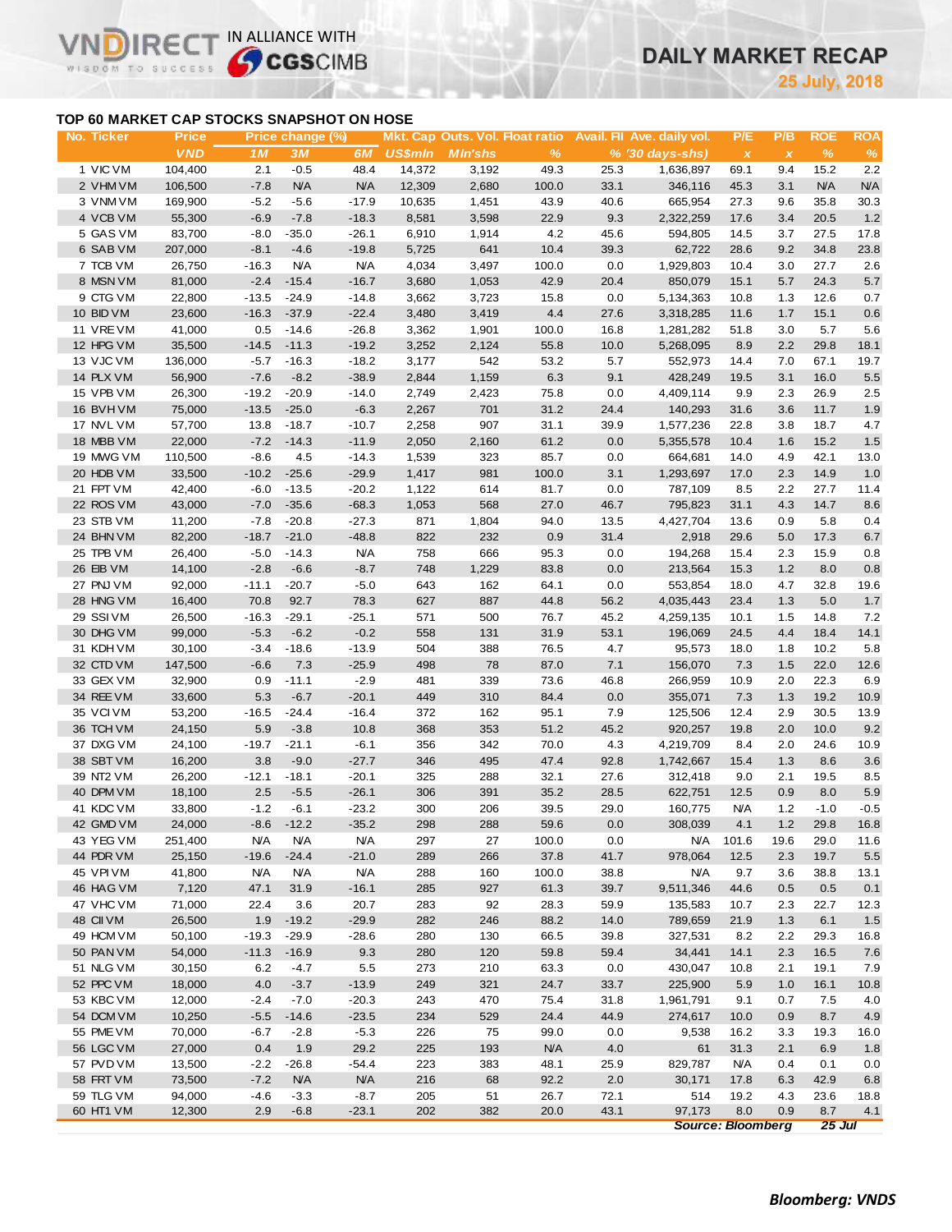# DAILY MARKET RECAP

**25 July, 2018**

## TOP 60 MARKET CAP STOCKS SNAPSHOT ON HOSE

| No. | Ticker | Price | Price change (%) | | | Mkt. Cap | Outs. Vol. | Float ratio | Avail. FII | Ave. daily vol. | P/E | P/B | ROE | ROA |
|---|---|---|---|---|---|---|---|---|---|---|---|---|---|---|
| | | VND | 1M | 3M | 6M | US$mln | Mln'shs | % | % | ('30 days-shs) | x | x | % | % |
| 1 | VIC VM | 104,400 | 2.1 | -0.5 | 48.4 | 14,372 | 3,192 | 49.3 | 25.3 | 1,636,897 | 69.1 | 9.4 | 15.2 | 2.2 |
| 2 | VHM VM | 106,500 | -7.8 | N/A | N/A | 12,309 | 2,680 | 100.0 | 33.1 | 346,116 | 45.3 | 3.1 | N/A | N/A |
| 3 | VNM VM | 169,900 | -5.2 | -5.6 | -17.9 | 10,635 | 1,451 | 43.9 | 40.6 | 665,954 | 27.3 | 9.6 | 35.8 | 30.3 |
| 4 | VCB VM | 55,300 | -6.9 | -7.8 | -18.3 | 8,581 | 3,598 | 22.9 | 9.3 | 2,322,259 | 17.6 | 3.4 | 20.5 | 1.2 |
| 5 | GAS VM | 83,700 | -8.0 | -35.0 | -26.1 | 6,910 | 1,914 | 4.2 | 45.6 | 594,805 | 14.5 | 3.7 | 27.5 | 17.8 |
| 6 | SAB VM | 207,000 | -8.1 | -4.6 | -19.8 | 5,725 | 641 | 10.4 | 39.3 | 62,722 | 28.6 | 9.2 | 34.8 | 23.8 |
| 7 | TCB VM | 26,750 | -16.3 | N/A | N/A | 4,034 | 3,497 | 100.0 | 0.0 | 1,929,803 | 10.4 | 3.0 | 27.7 | 2.6 |
| 8 | MSN VM | 81,000 | -2.4 | -15.4 | -16.7 | 3,680 | 1,053 | 42.9 | 20.4 | 850,079 | 15.1 | 5.7 | 24.3 | 5.7 |
| 9 | CTG VM | 22,800 | -13.5 | -24.9 | -14.8 | 3,662 | 3,723 | 15.8 | 0.0 | 5,134,363 | 10.8 | 1.3 | 12.6 | 0.7 |
| 10 | BID VM | 23,600 | -16.3 | -37.9 | -22.4 | 3,480 | 3,419 | 4.4 | 27.6 | 3,318,285 | 11.6 | 1.7 | 15.1 | 0.6 |
| 11 | VRE VM | 41,000 | 0.5 | -14.6 | -26.8 | 3,362 | 1,901 | 100.0 | 16.8 | 1,281,282 | 51.8 | 3.0 | 5.7 | 5.6 |
| 12 | HPG VM | 35,500 | -14.5 | -11.3 | -19.2 | 3,252 | 2,124 | 55.8 | 10.0 | 5,268,095 | 8.9 | 2.2 | 29.8 | 18.1 |
| 13 | VJC VM | 136,000 | -5.7 | -16.3 | -18.2 | 3,177 | 542 | 53.2 | 5.7 | 552,973 | 14.4 | 7.0 | 67.1 | 19.7 |
| 14 | PLX VM | 56,900 | -7.6 | -8.2 | -38.9 | 2,844 | 1,159 | 6.3 | 9.1 | 428,249 | 19.5 | 3.1 | 16.0 | 5.5 |
| 15 | VPB VM | 26,300 | -19.2 | -20.9 | -14.0 | 2,749 | 2,423 | 75.8 | 0.0 | 4,409,114 | 9.9 | 2.3 | 26.9 | 2.5 |
| 16 | BVH VM | 75,000 | -13.5 | -25.0 | -6.3 | 2,267 | 701 | 31.2 | 24.4 | 140,293 | 31.6 | 3.6 | 11.7 | 1.9 |
| 17 | NVL VM | 57,700 | 13.8 | -18.7 | -10.7 | 2,258 | 907 | 31.1 | 39.9 | 1,577,236 | 22.8 | 3.8 | 18.7 | 4.7 |
| 18 | MBB VM | 22,000 | -7.2 | -14.3 | -11.9 | 2,050 | 2,160 | 61.2 | 0.0 | 5,355,578 | 10.4 | 1.6 | 15.2 | 1.5 |
| 19 | MWG VM | 110,500 | -8.6 | 4.5 | -14.3 | 1,539 | 323 | 85.7 | 0.0 | 664,681 | 14.0 | 4.9 | 42.1 | 13.0 |
| 20 | HDB VM | 33,500 | -10.2 | -25.6 | -29.9 | 1,417 | 981 | 100.0 | 3.1 | 1,293,697 | 17.0 | 2.3 | 14.9 | 1.0 |
| 21 | FPT VM | 42,400 | -6.0 | -13.5 | -20.2 | 1,122 | 614 | 81.7 | 0.0 | 787,109 | 8.5 | 2.2 | 27.7 | 11.4 |
| 22 | ROS VM | 43,000 | -7.0 | -35.6 | -68.3 | 1,053 | 568 | 27.0 | 46.7 | 795,823 | 31.1 | 4.3 | 14.7 | 8.6 |
| 23 | STB VM | 11,200 | -7.8 | -20.8 | -27.3 | 871 | 1,804 | 94.0 | 13.5 | 4,427,704 | 13.6 | 0.9 | 5.8 | 0.4 |
| 24 | BHN VM | 82,200 | -18.7 | -21.0 | -48.8 | 822 | 232 | 0.9 | 31.4 | 2,918 | 29.6 | 5.0 | 17.3 | 6.7 |
| 25 | TPB VM | 26,400 | -5.0 | -14.3 | N/A | 758 | 666 | 95.3 | 0.0 | 194,268 | 15.4 | 2.3 | 15.9 | 0.8 |
| 26 | EIB VM | 14,100 | -2.8 | -6.6 | -8.7 | 748 | 1,229 | 83.8 | 0.0 | 213,564 | 15.3 | 1.2 | 8.0 | 0.8 |
| 27 | PNJ VM | 92,000 | -11.1 | -20.7 | -5.0 | 643 | 162 | 64.1 | 0.0 | 553,854 | 18.0 | 4.7 | 32.8 | 19.6 |
| 28 | HNG VM | 16,400 | 70.8 | 92.7 | 78.3 | 627 | 887 | 44.8 | 56.2 | 4,035,443 | 23.4 | 1.3 | 5.0 | 1.7 |
| 29 | SSI VM | 26,500 | -16.3 | -29.1 | -25.1 | 571 | 500 | 76.7 | 45.2 | 4,259,135 | 10.1 | 1.5 | 14.8 | 7.2 |
| 30 | DHG VM | 99,000 | -5.3 | -6.2 | -0.2 | 558 | 131 | 31.9 | 53.1 | 196,069 | 24.5 | 4.4 | 18.4 | 14.1 |
| 31 | KDH VM | 30,100 | -3.4 | -18.6 | -13.9 | 504 | 388 | 76.5 | 4.7 | 95,573 | 18.0 | 1.8 | 10.2 | 5.8 |
| 32 | CTD VM | 147,500 | -6.6 | 7.3 | -25.9 | 498 | 78 | 87.0 | 7.1 | 156,070 | 7.3 | 1.5 | 22.0 | 12.6 |
| 33 | GEX VM | 32,900 | 0.9 | -11.1 | -2.9 | 481 | 339 | 73.6 | 46.8 | 266,959 | 10.9 | 2.0 | 22.3 | 6.9 |
| 34 | REE VM | 33,600 | 5.3 | -6.7 | -20.1 | 449 | 310 | 84.4 | 0.0 | 355,071 | 7.3 | 1.3 | 19.2 | 10.9 |
| 35 | VCI VM | 53,200 | -16.5 | -24.4 | -16.4 | 372 | 162 | 95.1 | 7.9 | 125,506 | 12.4 | 2.9 | 30.5 | 13.9 |
| 36 | TCH VM | 24,150 | 5.9 | -3.8 | 10.8 | 368 | 353 | 51.2 | 45.2 | 920,257 | 19.8 | 2.0 | 10.0 | 9.2 |
| 37 | DXG VM | 24,100 | -19.7 | -21.1 | -6.1 | 356 | 342 | 70.0 | 4.3 | 4,219,709 | 8.4 | 2.0 | 24.6 | 10.9 |
| 38 | SBT VM | 16,200 | 3.8 | -9.0 | -27.7 | 346 | 495 | 47.4 | 92.8 | 1,742,667 | 15.4 | 1.3 | 8.6 | 3.6 |
| 39 | NT2 VM | 26,200 | -12.1 | -18.1 | -20.1 | 325 | 288 | 32.1 | 27.6 | 312,418 | 9.0 | 2.1 | 19.5 | 8.5 |
| 40 | DPM VM | 18,100 | 2.5 | -5.5 | -26.1 | 306 | 391 | 35.2 | 28.5 | 622,751 | 12.5 | 0.9 | 8.0 | 5.9 |
| 41 | KDC VM | 33,800 | -1.2 | -6.1 | -23.2 | 300 | 206 | 39.5 | 29.0 | 160,775 | N/A | 1.2 | -1.0 | -0.5 |
| 42 | GMD VM | 24,000 | -8.6 | -12.2 | -35.2 | 298 | 288 | 59.6 | 0.0 | 308,039 | 4.1 | 1.2 | 29.8 | 16.8 |
| 43 | YEG VM | 251,400 | N/A | N/A | N/A | 297 | 27 | 100.0 | 0.0 | N/A | 101.6 | 19.6 | 29.0 | 11.6 |
| 44 | PDR VM | 25,150 | -19.6 | -24.4 | -21.0 | 289 | 266 | 37.8 | 41.7 | 978,064 | 12.5 | 2.3 | 19.7 | 5.5 |
| 45 | VPI VM | 41,800 | N/A | N/A | N/A | 288 | 160 | 100.0 | 38.8 | N/A | 9.7 | 3.6 | 38.8 | 13.1 |
| 46 | HAG VM | 7,120 | 47.1 | 31.9 | -16.1 | 285 | 927 | 61.3 | 39.7 | 9,511,346 | 44.6 | 0.5 | 0.5 | 0.1 |
| 47 | VHC VM | 71,000 | 22.4 | 3.6 | 20.7 | 283 | 92 | 28.3 | 59.9 | 135,583 | 10.7 | 2.3 | 22.7 | 12.3 |
| 48 | CII VM | 26,500 | 1.9 | -19.2 | -29.9 | 282 | 246 | 88.2 | 14.0 | 789,659 | 21.9 | 1.3 | 6.1 | 1.5 |
| 49 | HCM VM | 50,100 | -19.3 | -29.9 | -28.6 | 280 | 130 | 66.5 | 39.8 | 327,531 | 8.2 | 2.2 | 29.3 | 16.8 |
| 50 | PAN VM | 54,000 | -11.3 | -16.9 | 9.3 | 280 | 120 | 59.8 | 59.4 | 34,441 | 14.1 | 2.3 | 16.5 | 7.6 |
| 51 | NLG VM | 30,150 | 6.2 | -4.7 | 5.5 | 273 | 210 | 63.3 | 0.0 | 430,047 | 10.8 | 2.1 | 19.1 | 7.9 |
| 52 | PPC VM | 18,000 | 4.0 | -3.7 | -13.9 | 249 | 321 | 24.7 | 33.7 | 225,900 | 5.9 | 1.0 | 16.1 | 10.8 |
| 53 | KBC VM | 12,000 | -2.4 | -7.0 | -20.3 | 243 | 470 | 75.4 | 31.8 | 1,961,791 | 9.1 | 0.7 | 7.5 | 4.0 |
| 54 | DCM VM | 10,250 | -5.5 | -14.6 | -23.5 | 234 | 529 | 24.4 | 44.9 | 274,617 | 10.0 | 0.9 | 8.7 | 4.9 |
| 55 | PME VM | 70,000 | -6.7 | -2.8 | -5.3 | 226 | 75 | 99.0 | 0.0 | 9,538 | 16.2 | 3.3 | 19.3 | 16.0 |
| 56 | LGC VM | 27,000 | 0.4 | 1.9 | 29.2 | 225 | 193 | N/A | 4.0 | 61 | 31.3 | 2.1 | 6.9 | 1.8 |
| 57 | PVD VM | 13,500 | -2.2 | -26.8 | -54.4 | 223 | 383 | 48.1 | 25.9 | 829,787 | N/A | 0.4 | 0.1 | 0.0 |
| 58 | FRT VM | 73,500 | -7.2 | N/A | N/A | 216 | 68 | 92.2 | 2.0 | 30,171 | 17.8 | 6.3 | 42.9 | 6.8 |
| 59 | TLG VM | 94,000 | -4.6 | -3.3 | -8.7 | 205 | 51 | 26.7 | 72.1 | 514 | 19.2 | 4.3 | 23.6 | 18.8 |
| 60 | HT1 VM | 12,300 | 2.9 | -6.8 | -23.1 | 202 | 382 | 20.0 | 43.1 | 97,173 | 8.0 | 0.9 | 8.7 | 4.1 |

*Source: Bloomberg* *25 Jul*

***Bloomberg: VNDS***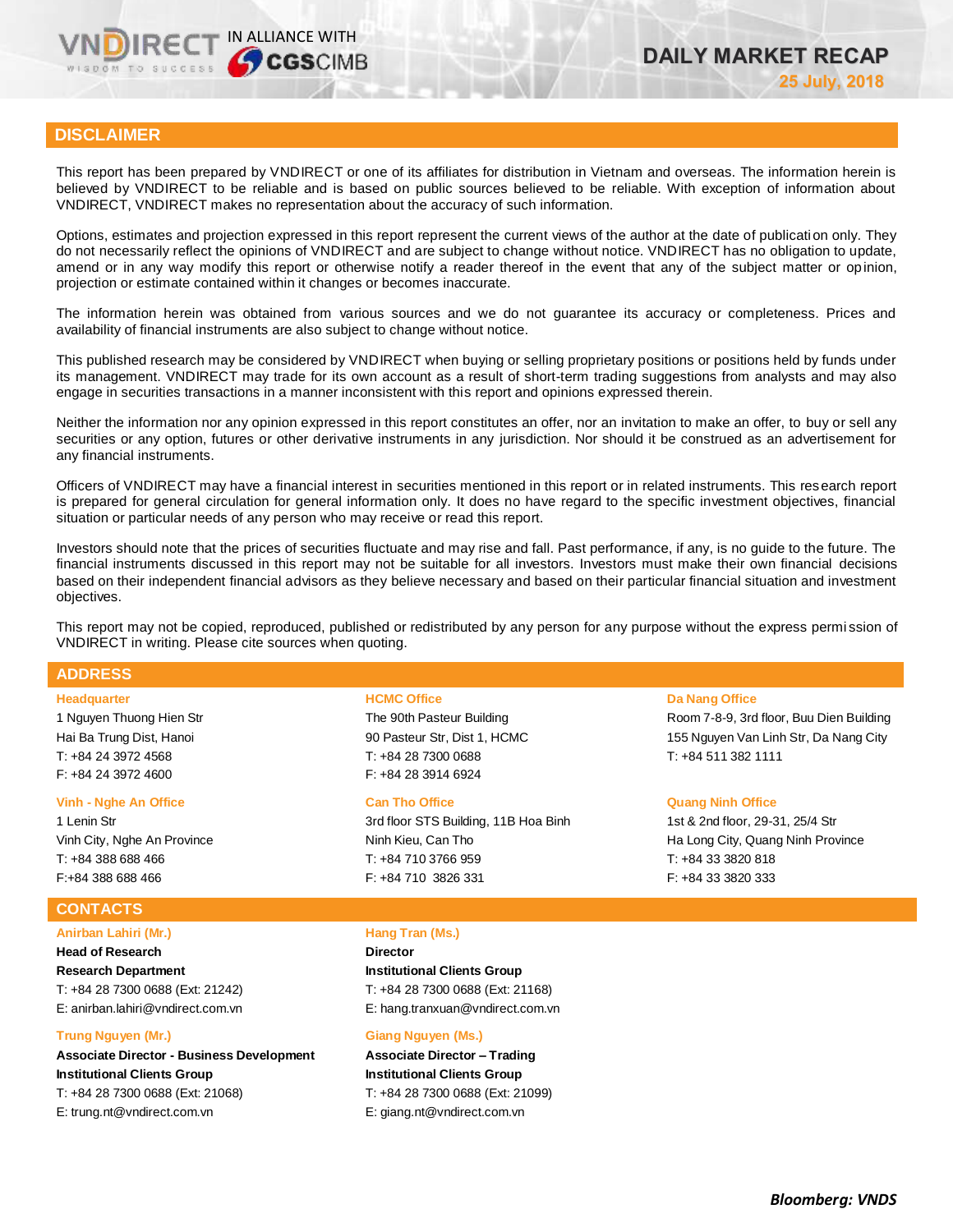VNDIRECT IN ALLIANCE WITH CGSCIMB

# DAILY MARKET RECAP

**25 July, 2018**

## DISCLAIMER

This report has been prepared by VNDIRECT or one of its affiliates for distribution in Vietnam and overseas. The information herein is believed by VNDIRECT to be reliable and is based on public sources believed to be reliable. With exception of information about VNDIRECT, VNDIRECT makes no representation about the accuracy of such information.

Options, estimates and projection expressed in this report represent the current views of the author at the date of publication only. They do not necessarily reflect the opinions of VNDIRECT and are subject to change without notice. VNDIRECT has no obligation to update, amend or in any way modify this report or otherwise notify a reader thereof in the event that any of the subject matter or opinion, projection or estimate contained within it changes or becomes inaccurate.

The information herein was obtained from various sources and we do not guarantee its accuracy or completeness. Prices and availability of financial instruments are also subject to change without notice.

This published research may be considered by VNDIRECT when buying or selling proprietary positions or positions held by funds under its management. VNDIRECT may trade for its own account as a result of short-term trading suggestions from analysts and may also engage in securities transactions in a manner inconsistent with this report and opinions expressed therein.

Neither the information nor any opinion expressed in this report constitutes an offer, nor an invitation to make an offer, to buy or sell any securities or any option, futures or other derivative instruments in any jurisdiction. Nor should it be construed as an advertisement for any financial instruments.

Officers of VNDIRECT may have a financial interest in securities mentioned in this report or in related instruments. This research report is prepared for general circulation for general information only. It does no have regard to the specific investment objectives, financial situation or particular needs of any person who may receive or read this report.

Investors should note that the prices of securities fluctuate and may rise and fall. Past performance, if any, is no guide to the future. The financial instruments discussed in this report may not be suitable for all investors. Investors must make their own financial decisions based on their independent financial advisors as they believe necessary and based on their particular financial situation and investment objectives.

This report may not be copied, reproduced, published or redistributed by any person for any purpose without the express permission of VNDIRECT in writing. Please cite sources when quoting.

## ADDRESS

**Headquarter**
1 Nguyen Thuong Hien Str
Hai Ba Trung Dist, Hanoi
T: +84 24 3972 4568
F: +84 24 3972 4600

**HCMC Office**
The 90th Pasteur Building
90 Pasteur Str, Dist 1, HCMC
T: +84 28 7300 0688
F: +84 28 3914 6924

**Da Nang Office**
Room 7-8-9, 3rd floor, Buu Dien Building
155 Nguyen Van Linh Str, Da Nang City
T: +84 511 382 1111

**Vinh - Nghe An Office**
1 Lenin Str
Vinh City, Nghe An Province
T: +84 388 688 466
F:+84 388 688 466

**Can Tho Office**
3rd floor STS Building, 11B Hoa Binh
Ninh Kieu, Can Tho
T: +84 710 3766 959
F: +84 710 3826 331

**Quang Ninh Office**
1st & 2nd floor, 29-31, 25/4 Str
Ha Long City, Quang Ninh Province
T: +84 33 3820 818
F: +84 33 3820 333

## CONTACTS

**Anirban Lahiri (Mr.)**
**Head of Research**
**Research Department**
T: +84 28 7300 0688 (Ext: 21242)
E: anirban.lahiri@vndirect.com.vn

**Hang Tran (Ms.)**
**Director**
**Institutional Clients Group**
T: +84 28 7300 0688 (Ext: 21168)
E: hang.tranxuan@vndirect.com.vn

**Trung Nguyen (Mr.)**
**Associate Director - Business Development**
**Institutional Clients Group**
T: +84 28 7300 0688 (Ext: 21068)
E: trung.nt@vndirect.com.vn

**Giang Nguyen (Ms.)**
**Associate Director – Trading**
**Institutional Clients Group**
T: +84 28 7300 0688 (Ext: 21099)
E: giang.nt@vndirect.com.vn

***Bloomberg: VNDS***